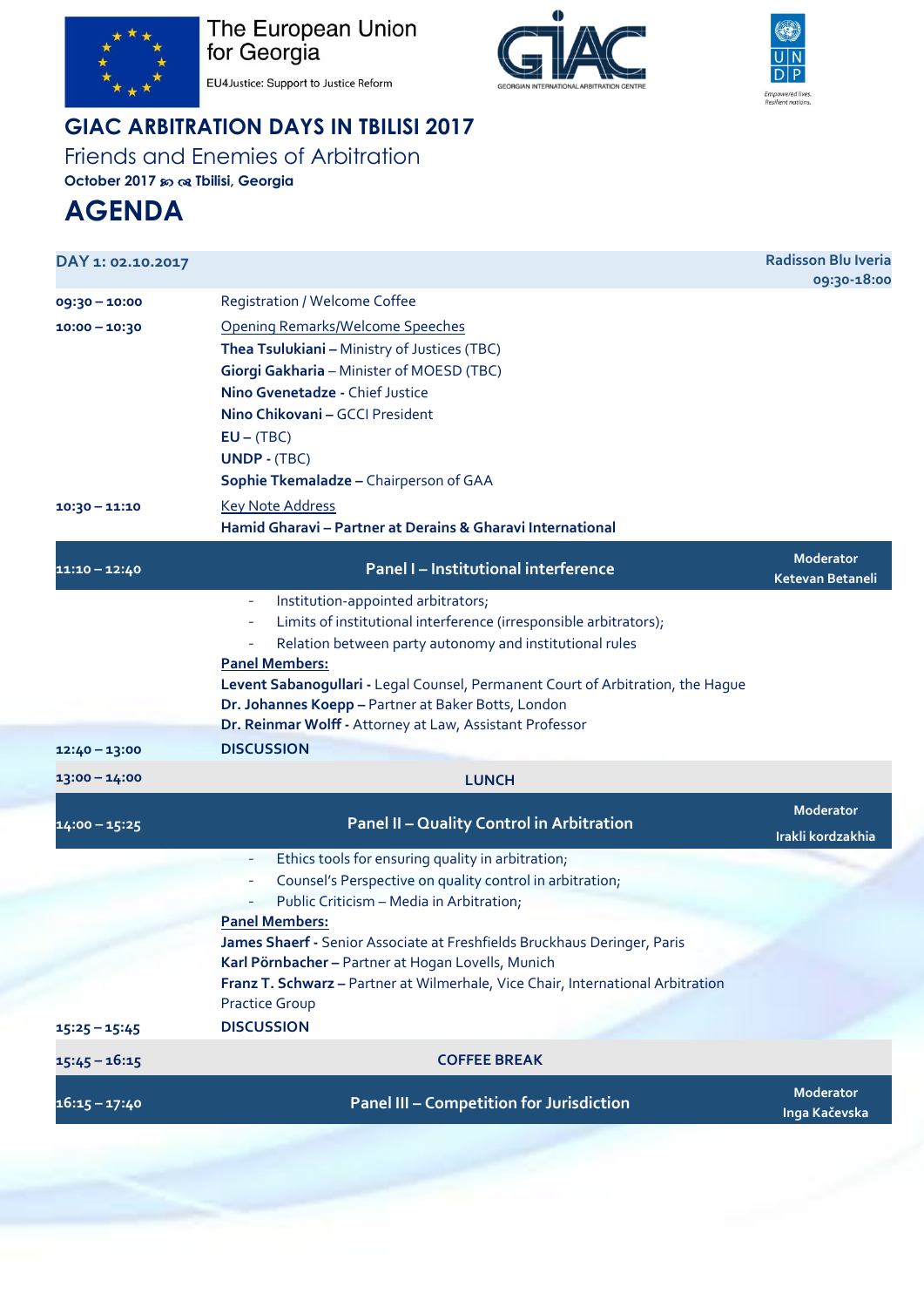The European Union for Georgia

EU4Justice: Support to Justice Reform

GEORGIAN INTERNATIONAL ARBITRATION CENTRE

UNDP — Empowered lives. Resilient nations.

# GIAC ARBITRATION DAYS IN TBILISI 2017

## Friends and Enemies of Arbitration

**October 2017 ✂ Tbilisi, Georgia**

# AGENDA

| DAY 1: 02.10.2017 | | Radisson Blu Iveria 09:30-18:00 |
|---|---|---|
| **09:30 – 10:00** | Registration / Welcome Coffee | |
| **10:00 – 10:30** | Opening Remarks/Welcome Speeches<br>**Thea Tsulukiani –** Ministry of Justices (TBC)<br>**Giorgi Gakharia –** Minister of MOESD (TBC)<br>**Nino Gvenetadze -** Chief Justice<br>**Nino Chikovani –** GCCI President<br>**EU –** (TBC)<br>**UNDP -** (TBC)<br>**Sophie Tkemaladze –** Chairperson of GAA | |
| **10:30 – 11:10** | Key Note Address<br>**Hamid Gharavi – Partner at Derains & Gharavi International** | |
| **11:10 – 12:40** | **Panel I – Institutional interference** | Moderator<br>Ketevan Betaneli |
| | - Institution-appointed arbitrators;<br>- Limits of institutional interference (irresponsible arbitrators);<br>- Relation between party autonomy and institutional rules<br>**Panel Members:**<br>**Levent Sabanogullari -** Legal Counsel, Permanent Court of Arbitration, the Hague<br>**Dr. Johannes Koepp –** Partner at Baker Botts, London<br>**Dr. Reinmar Wolff -** Attorney at Law, Assistant Professor | |
| **12:40 – 13:00** | **DISCUSSION** | |
| **13:00 – 14:00** | **LUNCH** | |
| **14:00 – 15:25** | **Panel II – Quality Control in Arbitration** | Moderator<br>Irakli kordzakhia |
| | - Ethics tools for ensuring quality in arbitration;<br>- Counsel's Perspective on quality control in arbitration;<br>- Public Criticism – Media in Arbitration;<br>**Panel Members:**<br>**James Shaerf -** Senior Associate at Freshfields Bruckhaus Deringer, Paris<br>**Karl Pörnbacher –** Partner at Hogan Lovells, Munich<br>**Franz T. Schwarz –** Partner at Wilmerhale, Vice Chair, International Arbitration Practice Group | |
| **15:25 – 15:45** | **DISCUSSION** | |
| **15:45 – 16:15** | **COFFEE BREAK** | |
| **16:15 – 17:40** | **Panel III – Competition for Jurisdiction** | Moderator<br>Inga Kačevska |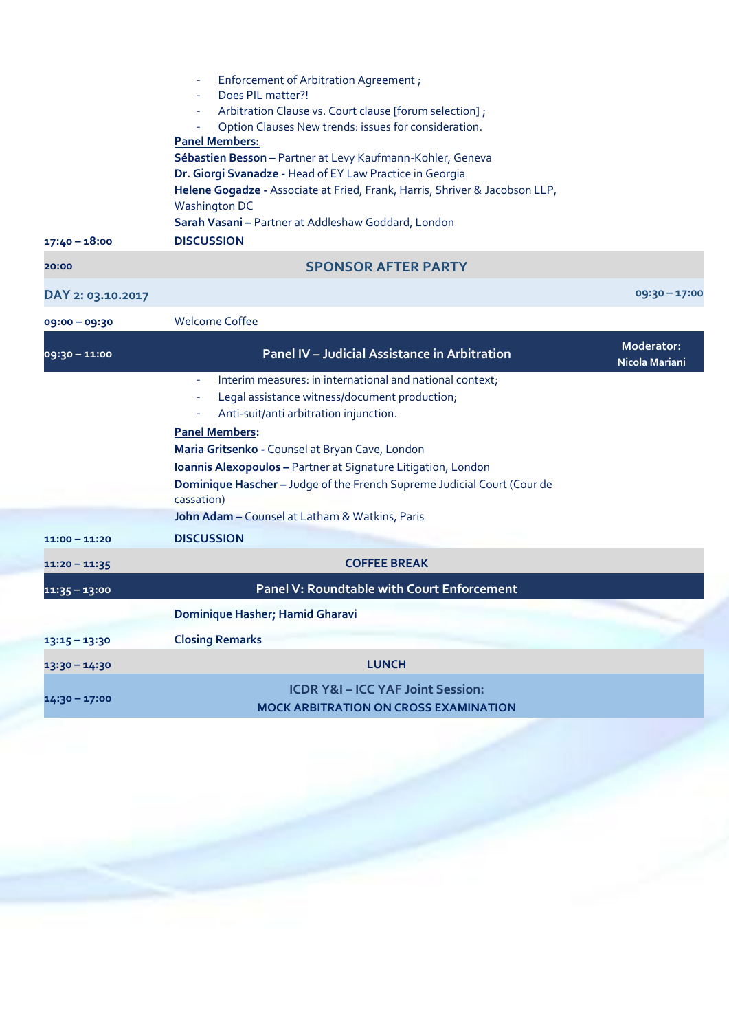- Enforcement of Arbitration Agreement ;
- Does PIL matter?!
- Arbitration Clause vs. Court clause [forum selection] ;
- Option Clauses New trends: issues for consideration.

**Panel Members:**

**Sébastien Besson –** Partner at Levy Kaufmann-Kohler, Geneva
**Dr. Giorgi Svanadze -** Head of EY Law Practice in Georgia
**Helene Gogadze -** Associate at Fried, Frank, Harris, Shriver & Jacobson LLP, Washington DC
**Sarah Vasani –** Partner at Addleshaw Goddard, London

| | | |
|---|---|---|
| **17:40 – 18:00** | **DISCUSSION** | |
| **20:00** | **SPONSOR AFTER PARTY** | |
| **DAY 2: 03.10.2017** | | **09:30 – 17:00** |
| **09:00 – 09:30** | Welcome Coffee | |
| **09:30 – 11:00** | **Panel IV – Judicial Assistance in Arbitration** | **Moderator: Nicola Mariani** |

- Interim measures: in international and national context;
- Legal assistance witness/document production;
- Anti-suit/anti arbitration injunction.

**Panel Members:**

**Maria Gritsenko -** Counsel at Bryan Cave, London
**Ioannis Alexopoulos –** Partner at Signature Litigation, London
**Dominique Hascher –** Judge of the French Supreme Judicial Court (Cour de cassation)
**John Adam –** Counsel at Latham & Watkins, Paris

| | |
|---|---|
| **11:00 – 11:20** | **DISCUSSION** |
| **11:20 – 11:35** | **COFFEE BREAK** |
| **11:35 – 13:00** | **Panel V: Roundtable with Court Enforcement** |
| | **Dominique Hasher; Hamid Gharavi** |
| **13:15 – 13:30** | **Closing Remarks** |
| **13:30 – 14:30** | **LUNCH** |
| **14:30 – 17:00** | **ICDR Y&I – ICC YAF Joint Session: MOCK ARBITRATION ON CROSS EXAMINATION** |